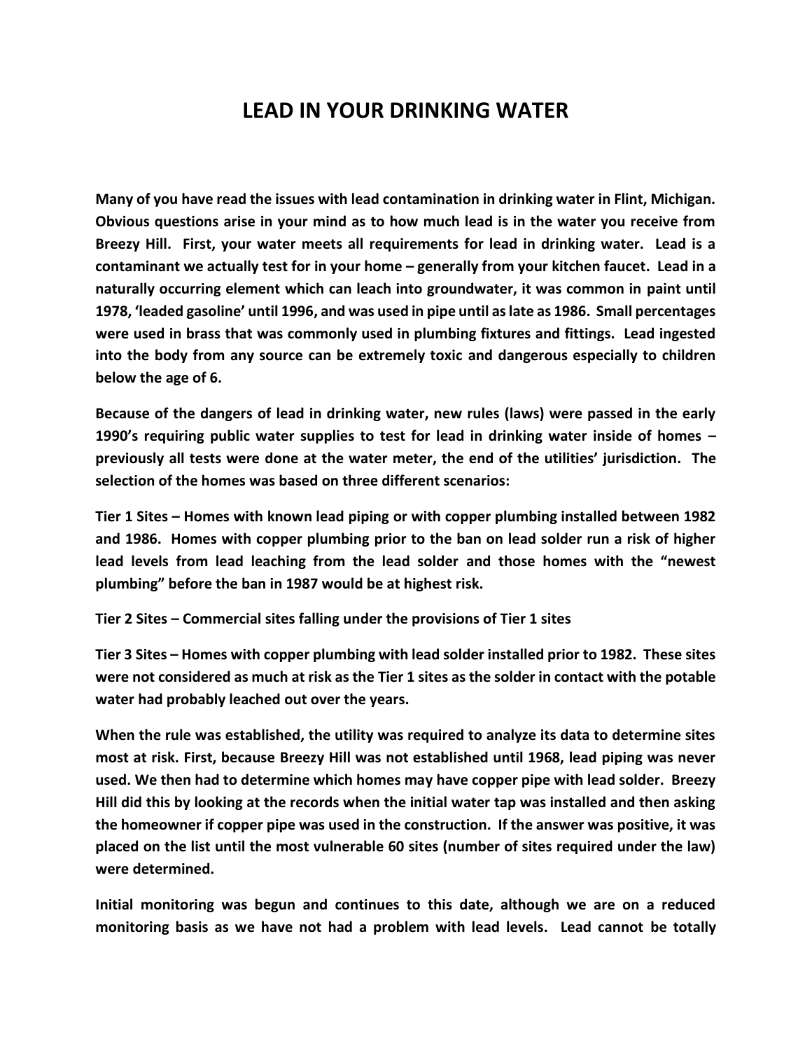# LEAD IN YOUR DRINKING WATER

**Many of you have read the issues with lead contamination in drinking water in Flint, Michigan. Obvious questions arise in your mind as to how much lead is in the water you receive from Breezy Hill. First, your water meets all requirements for lead in drinking water. Lead is a contaminant we actually test for in your home – generally from your kitchen faucet. Lead in a naturally occurring element which can leach into groundwater, it was common in paint until 1978, 'leaded gasoline' until 1996, and was used in pipe until as late as 1986. Small percentages were used in brass that was commonly used in plumbing fixtures and fittings. Lead ingested into the body from any source can be extremely toxic and dangerous especially to children below the age of 6.**

**Because of the dangers of lead in drinking water, new rules (laws) were passed in the early 1990's requiring public water supplies to test for lead in drinking water inside of homes – previously all tests were done at the water meter, the end of the utilities' jurisdiction. The selection of the homes was based on three different scenarios:**

**Tier 1 Sites – Homes with known lead piping or with copper plumbing installed between 1982 and 1986. Homes with copper plumbing prior to the ban on lead solder run a risk of higher lead levels from lead leaching from the lead solder and those homes with the "newest plumbing" before the ban in 1987 would be at highest risk.**

**Tier 2 Sites – Commercial sites falling under the provisions of Tier 1 sites**

**Tier 3 Sites – Homes with copper plumbing with lead solder installed prior to 1982. These sites were not considered as much at risk as the Tier 1 sites as the solder in contact with the potable water had probably leached out over the years.**

**When the rule was established, the utility was required to analyze its data to determine sites most at risk. First, because Breezy Hill was not established until 1968, lead piping was never used. We then had to determine which homes may have copper pipe with lead solder. Breezy Hill did this by looking at the records when the initial water tap was installed and then asking the homeowner if copper pipe was used in the construction. If the answer was positive, it was placed on the list until the most vulnerable 60 sites (number of sites required under the law) were determined.**

**Initial monitoring was begun and continues to this date, although we are on a reduced monitoring basis as we have not had a problem with lead levels. Lead cannot be totally**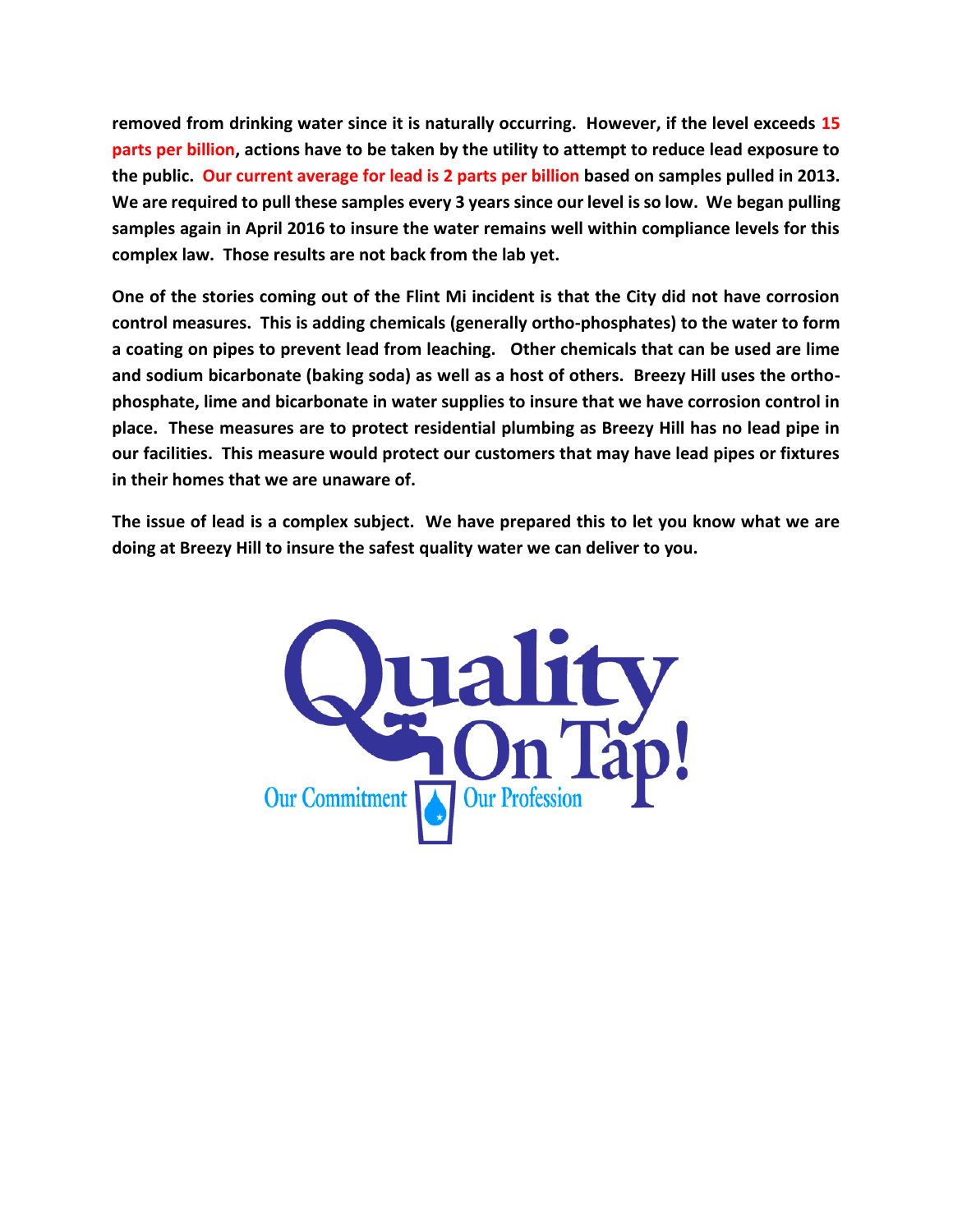**removed from drinking water since it is naturally occurring. However, if the level exceeds 15 parts per billion, actions have to be taken by the utility to attempt to reduce lead exposure to the public. Our current average for lead is 2 parts per billion based on samples pulled in 2013. We are required to pull these samples every 3 years since our level is so low. We began pulling samples again in April 2016 to insure the water remains well within compliance levels for this complex law. Those results are not back from the lab yet.**

**One of the stories coming out of the Flint Mi incident is that the City did not have corrosion control measures. This is adding chemicals (generally ortho-phosphates) to the water to form a coating on pipes to prevent lead from leaching. Other chemicals that can be used are lime and sodium bicarbonate (baking soda) as well as a host of others. Breezy Hill uses the ortho-phosphate, lime and bicarbonate in water supplies to insure that we have corrosion control in place. These measures are to protect residential plumbing as Breezy Hill has no lead pipe in our facilities. This measure would protect our customers that may have lead pipes or fixtures in their homes that we are unaware of.**

**The issue of lead is a complex subject. We have prepared this to let you know what we are doing at Breezy Hill to insure the safest quality water we can deliver to you.**

Quality On Tap!

Our Commitment Our Profession